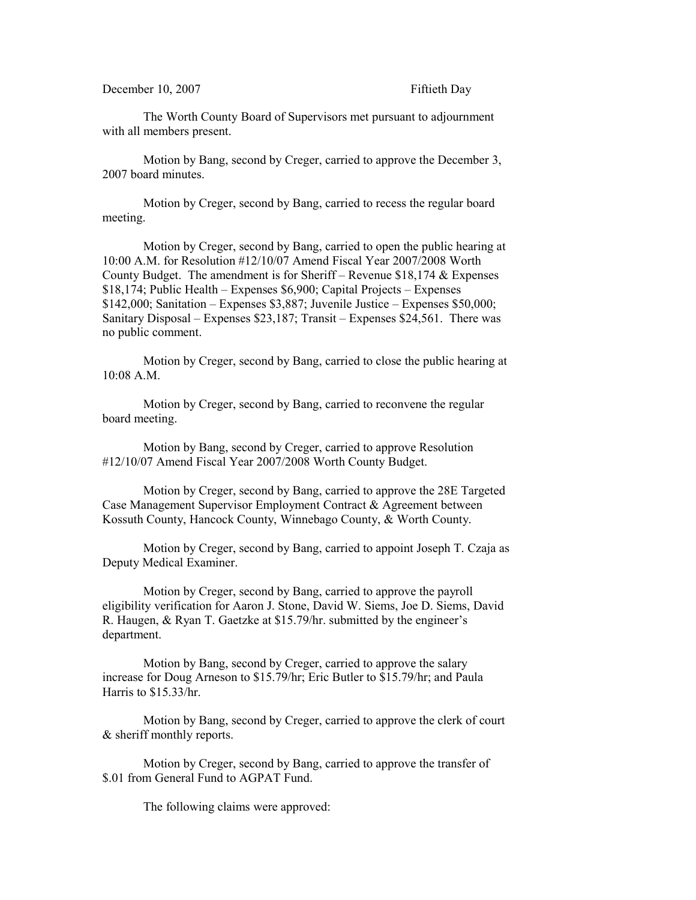December 10, 2007 Fiftieth Day

The Worth County Board of Supervisors met pursuant to adjournment with all members present.

Motion by Bang, second by Creger, carried to approve the December 3, 2007 board minutes.

Motion by Creger, second by Bang, carried to recess the regular board meeting.

Motion by Creger, second by Bang, carried to open the public hearing at 10:00 A.M. for Resolution #12/10/07 Amend Fiscal Year 2007/2008 Worth County Budget. The amendment is for Sheriff – Revenue $18,174 & Expenses $18,174; Public Health – Expenses $6,900; Capital Projects – Expenses $142,000; Sanitation – Expenses $3,887; Juvenile Justice – Expenses $50,000; Sanitary Disposal – Expenses $23,187; Transit – Expenses $24,561. There was no public comment.

Motion by Creger, second by Bang, carried to close the public hearing at 10:08 A.M.

Motion by Creger, second by Bang, carried to reconvene the regular board meeting.

Motion by Bang, second by Creger, carried to approve Resolution #12/10/07 Amend Fiscal Year 2007/2008 Worth County Budget.

Motion by Creger, second by Bang, carried to approve the 28E Targeted Case Management Supervisor Employment Contract & Agreement between Kossuth County, Hancock County, Winnebago County, & Worth County.

Motion by Creger, second by Bang, carried to appoint Joseph T. Czaja as Deputy Medical Examiner.

Motion by Creger, second by Bang, carried to approve the payroll eligibility verification for Aaron J. Stone, David W. Siems, Joe D. Siems, David R. Haugen, & Ryan T. Gaetzke at $15.79/hr. submitted by the engineer's department.

Motion by Bang, second by Creger, carried to approve the salary increase for Doug Arneson to $15.79/hr; Eric Butler to $15.79/hr; and Paula Harris to $15.33/hr.

Motion by Bang, second by Creger, carried to approve the clerk of court & sheriff monthly reports.

Motion by Creger, second by Bang, carried to approve the transfer of $.01 from General Fund to AGPAT Fund.

The following claims were approved: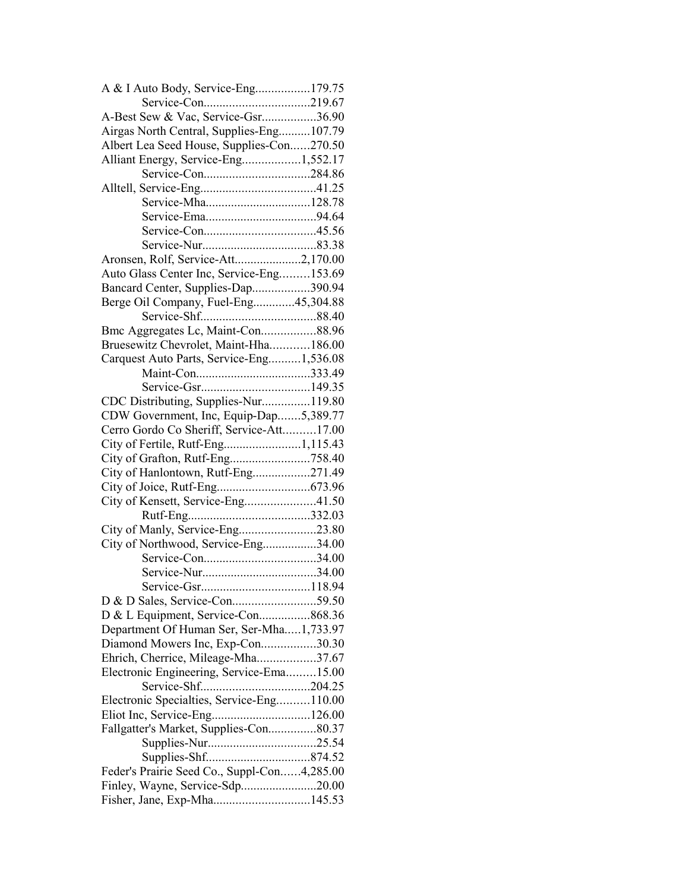A & I Auto Body, Service-Eng.................179.75
Service-Con.................................219.67
A-Best Sew & Vac, Service-Gsr.................36.90
Airgas North Central, Supplies-Eng..........107.79
Albert Lea Seed House, Supplies-Con......270.50
Alliant Energy, Service-Eng..................1,552.17
Service-Con.................................284.86
Alltell, Service-Eng....................................41.25
Service-Mha.................................128.78
Service-Ema..................................94.64
Service-Con..................................45.56
Service-Nur...................................83.38
Aronsen, Rolf, Service-Att.....................2,170.00
Auto Glass Center Inc, Service-Eng.........153.69
Bancard Center, Supplies-Dap..................390.94
Berge Oil Company, Fuel-Eng.............45,304.88
Service-Shf...................................88.40
Bmc Aggregates Lc, Maint-Con.................88.96
Bruesewitz Chevrolet, Maint-Hha............186.00
Carquest Auto Parts, Service-Eng..........1,536.08
Maint-Con...................................333.49
Service-Gsr.................................149.35
CDC Distributing, Supplies-Nur...............119.80
CDW Government, Inc, Equip-Dap.......5,389.77
Cerro Gordo Co Sheriff, Service-Att..........17.00
City of Fertile, Rutf-Eng........................1,115.43
City of Grafton, Rutf-Eng.........................758.40
City of Hanlontown, Rutf-Eng..................271.49
City of Joice, Rutf-Eng............................673.96
City of Kensett, Service-Eng......................41.50
Rutf-Eng.....................................332.03
City of Manly, Service-Eng........................23.80
City of Northwood, Service-Eng.................34.00
Service-Con..................................34.00
Service-Nur...................................34.00
Service-Gsr.................................118.94
D & D Sales, Service-Con..........................59.50
D & L Equipment, Service-Con................868.36
Department Of Human Ser, Ser-Mha.....1,733.97
Diamond Mowers Inc, Exp-Con.................30.30
Ehrich, Cherrice, Mileage-Mha..................37.67
Electronic Engineering, Service-Ema.........15.00
Service-Shf.................................204.25
Electronic Specialties, Service-Eng..........110.00
Eliot Inc, Service-Eng...............................126.00
Fallgatter's Market, Supplies-Con...............80.37
Supplies-Nur.................................25.54
Supplies-Shf................................874.52
Feder's Prairie Seed Co., Suppl-Con......4,285.00
Finley, Wayne, Service-Sdp.......................20.00
Fisher, Jane, Exp-Mha..............................145.53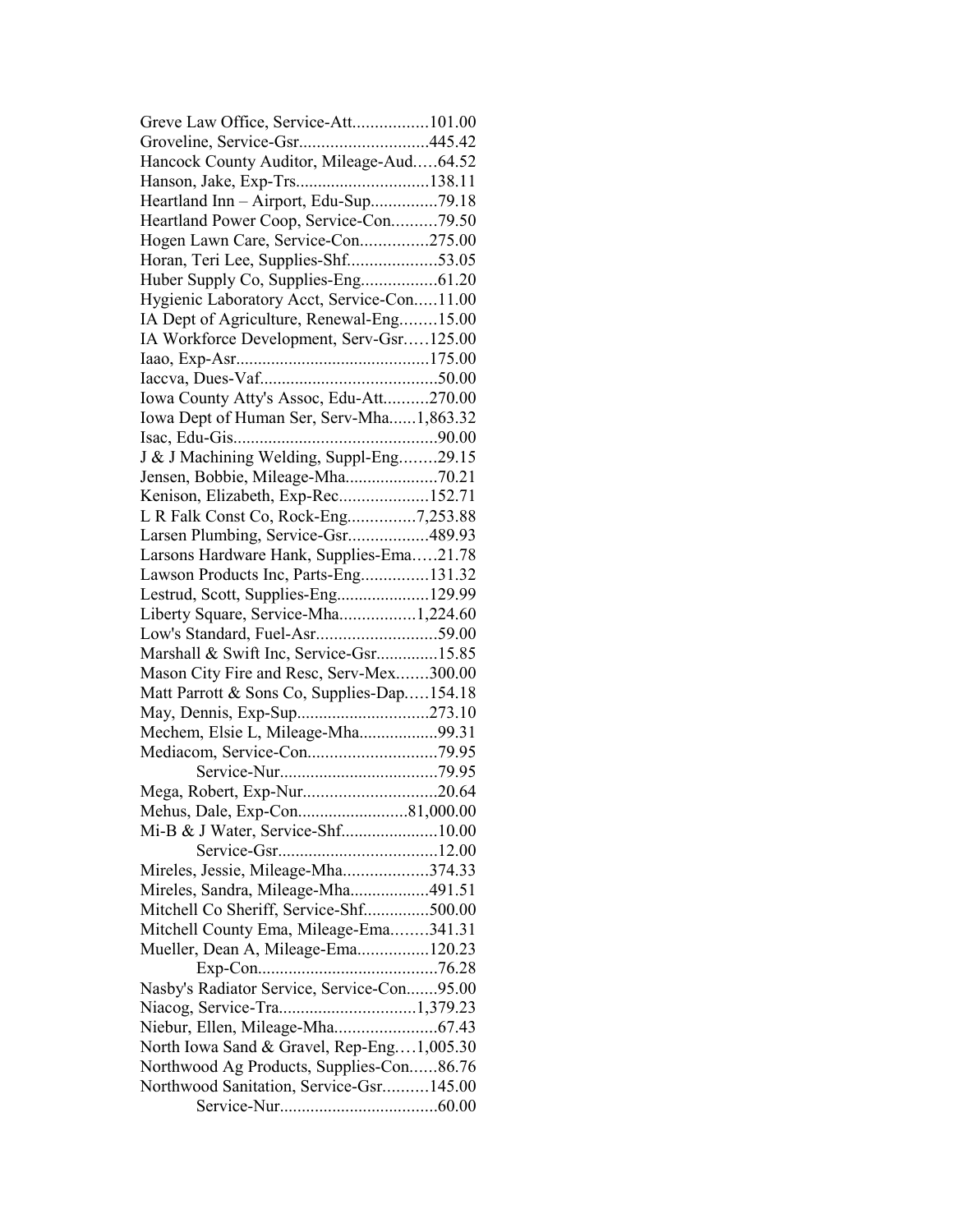Greve Law Office, Service-Att.................101.00
Groveline, Service-Gsr............................445.42
Hancock County Auditor, Mileage-Aud.....64.52
Hanson, Jake, Exp-Trs.............................138.11
Heartland Inn – Airport, Edu-Sup..............79.18
Heartland Power Coop, Service-Con..........79.50
Hogen Lawn Care, Service-Con...............275.00
Horan, Teri Lee, Supplies-Shf...................53.05
Huber Supply Co, Supplies-Eng.................61.20
Hygienic Laboratory Acct, Service-Con.....11.00
IA Dept of Agriculture, Renewal-Eng........15.00
IA Workforce Development, Serv-Gsr.....125.00
Iaao, Exp-Asr..........................................175.00
Iaccva, Dues-Vaf........................................50.00
Iowa County Atty's Assoc, Edu-Att..........270.00
Iowa Dept of Human Ser, Serv-Mha......1,863.32
Isac, Edu-Gis.............................................90.00
J & J Machining Welding, Suppl-Eng........29.15
Jensen, Bobbie, Mileage-Mha....................70.21
Kenison, Elizabeth, Exp-Rec...................152.71
L R Falk Const Co, Rock-Eng...............7,253.88
Larsen Plumbing, Service-Gsr.................489.93
Larsons Hardware Hank, Supplies-Ema.....21.78
Lawson Products Inc, Parts-Eng...............131.32
Lestrud, Scott, Supplies-Eng....................129.99
Liberty Square, Service-Mha.................1,224.60
Low's Standard, Fuel-Asr..........................59.00
Marshall & Swift Inc, Service-Gsr.............15.85
Mason City Fire and Resc, Serv-Mex.......300.00
Matt Parrott & Sons Co, Supplies-Dap.....154.18
May, Dennis, Exp-Sup.............................273.10
Mechem, Elsie L, Mileage-Mha.................99.31
Mediacom, Service-Con............................79.95
Service-Nur...................................79.95
Mega, Robert, Exp-Nur.............................20.64
Mehus, Dale, Exp-Con........................81,000.00
Mi-B & J Water, Service-Shf......................10.00
Service-Gsr...................................12.00
Mireles, Jessie, Mileage-Mha...................374.33
Mireles, Sandra, Mileage-Mha..................491.51
Mitchell Co Sheriff, Service-Shf...............500.00
Mitchell County Ema, Mileage-Ema........341.31
Mueller, Dean A, Mileage-Ema................120.23
Exp-Con........................................76.28
Nasby's Radiator Service, Service-Con.......95.00
Niacog, Service-Tra..............................1,379.23
Niebur, Ellen, Mileage-Mha.......................67.43
North Iowa Sand & Gravel, Rep-Eng....1,005.30
Northwood Ag Products, Supplies-Con......86.76
Northwood Sanitation, Service-Gsr..........145.00
Service-Nur...................................60.00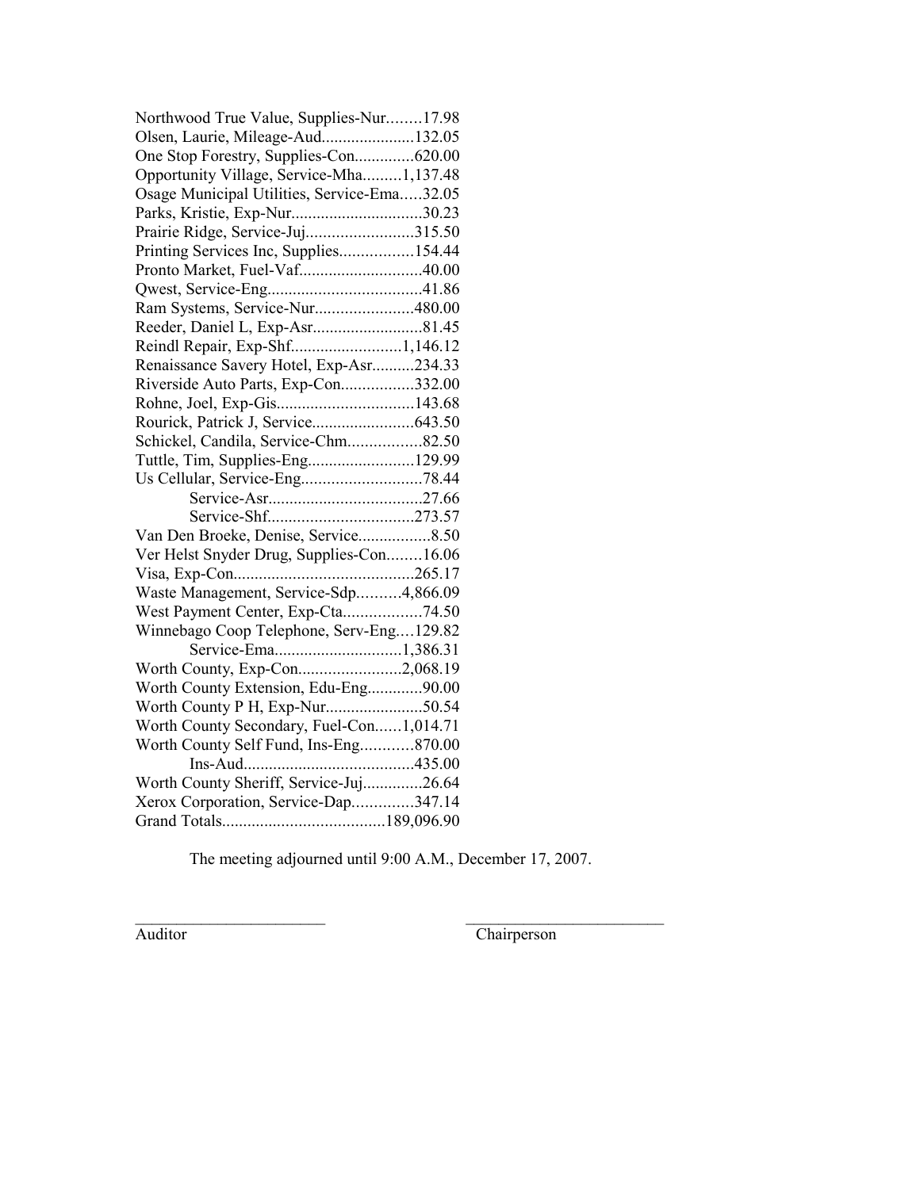Northwood True Value, Supplies-Nur........17.98
Olsen, Laurie, Mileage-Aud......................132.05
One Stop Forestry, Supplies-Con..............620.00
Opportunity Village, Service-Mha.........1,137.48
Osage Municipal Utilities, Service-Ema.....32.05
Parks, Kristie, Exp-Nur...............................30.23
Prairie Ridge, Service-Juj.........................315.50
Printing Services Inc, Supplies.................154.44
Pronto Market, Fuel-Vaf.............................40.00
Qwest, Service-Eng....................................41.86
Ram Systems, Service-Nur.......................480.00
Reeder, Daniel L, Exp-Asr..........................81.45
Reindl Repair, Exp-Shf..........................1,146.12
Renaissance Savery Hotel, Exp-Asr..........234.33
Riverside Auto Parts, Exp-Con.................332.00
Rohne, Joel, Exp-Gis................................143.68
Rourick, Patrick J, Service........................643.50
Schickel, Candila, Service-Chm.................82.50
Tuttle, Tim, Supplies-Eng.........................129.99
Us Cellular, Service-Eng............................78.44
Service-Asr....................................27.66
Service-Shf..................................273.57
Van Den Broeke, Denise, Service.................8.50
Ver Helst Snyder Drug, Supplies-Con........16.06
Visa, Exp-Con..........................................265.17
Waste Management, Service-Sdp..........4,866.09
West Payment Center, Exp-Cta..................74.50
Winnebago Coop Telephone, Serv-Eng....129.82
Service-Ema..............................1,386.31
Worth County, Exp-Con........................2,068.19
Worth County Extension, Edu-Eng.............90.00
Worth County P H, Exp-Nur.......................50.54
Worth County Secondary, Fuel-Con......1,014.71
Worth County Self Fund, Ins-Eng............870.00
Ins-Aud........................................435.00
Worth County Sheriff, Service-Juj..............26.64
Xerox Corporation, Service-Dap..............347.14
Grand Totals......................................189,096.90

The meeting adjourned until 9:00 A.M., December 17, 2007.

\_\_\_\_\_\_\_\_\_\_\_\_\_\_\_\_\_\_\_\_\_\_\_\_ \_\_\_\_\_\_\_\_\_\_\_\_\_\_\_\_\_\_\_\_\_\_\_\_\_
Auditor Chairperson